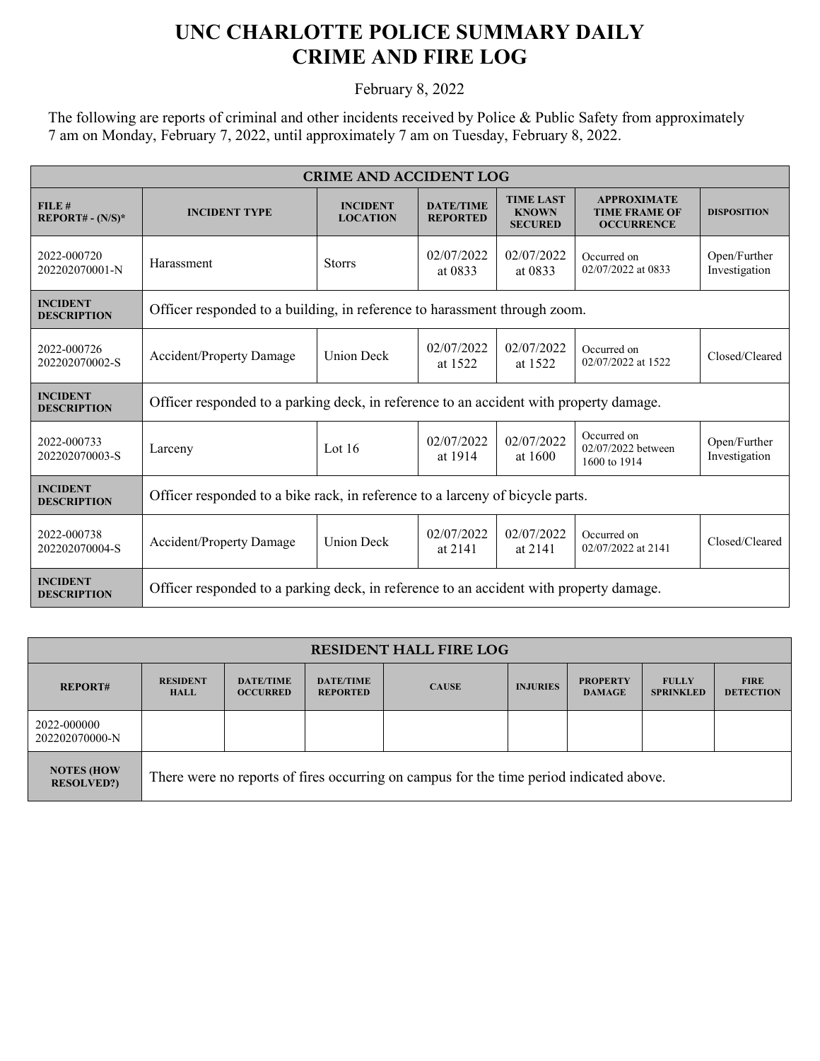# UNC CHARLOTTE POLICE SUMMARY DAILY CRIME AND FIRE LOG

February 8, 2022

The following are reports of criminal and other incidents received by Police & Public Safety from approximately 7 am on Monday, February 7, 2022, until approximately 7 am on Tuesday, February 8, 2022.

| CRIME AND ACCIDENT LOG | | | | | | |
|---|---|---|---|---|---|---|
| **FILE # REPORT# - (N/S)*** | **INCIDENT TYPE** | **INCIDENT LOCATION** | **DATE/TIME REPORTED** | **TIME LAST KNOWN SECURED** | **APPROXIMATE TIME FRAME OF OCCURRENCE** | **DISPOSITION** |
| 2022-000720 202202070001-N | Harassment | Storrs | 02/07/2022 at 0833 | 02/07/2022 at 0833 | Occurred on 02/07/2022 at 0833 | Open/Further Investigation |
| **INCIDENT DESCRIPTION** | Officer responded to a building, in reference to harassment through zoom. | | | | | |
| 2022-000726 202202070002-S | Accident/Property Damage | Union Deck | 02/07/2022 at 1522 | 02/07/2022 at 1522 | Occurred on 02/07/2022 at 1522 | Closed/Cleared |
| **INCIDENT DESCRIPTION** | Officer responded to a parking deck, in reference to an accident with property damage. | | | | | |
| 2022-000733 202202070003-S | Larceny | Lot 16 | 02/07/2022 at 1914 | 02/07/2022 at 1600 | Occurred on 02/07/2022 between 1600 to 1914 | Open/Further Investigation |
| **INCIDENT DESCRIPTION** | Officer responded to a bike rack, in reference to a larceny of bicycle parts. | | | | | |
| 2022-000738 202202070004-S | Accident/Property Damage | Union Deck | 02/07/2022 at 2141 | 02/07/2022 at 2141 | Occurred on 02/07/2022 at 2141 | Closed/Cleared |
| **INCIDENT DESCRIPTION** | Officer responded to a parking deck, in reference to an accident with property damage. | | | | | |

| RESIDENT HALL FIRE LOG | | | | | | | | |
|---|---|---|---|---|---|---|---|---|
| **REPORT#** | **RESIDENT HALL** | **DATE/TIME OCCURRED** | **DATE/TIME REPORTED** | **CAUSE** | **INJURIES** | **PROPERTY DAMAGE** | **FULLY SPRINKLED** | **FIRE DETECTION** |
| 2022-000000 202202070000-N | | | | | | | | |
| **NOTES (HOW RESOLVED?)** | There were no reports of fires occurring on campus for the time period indicated above. | | | | | | | |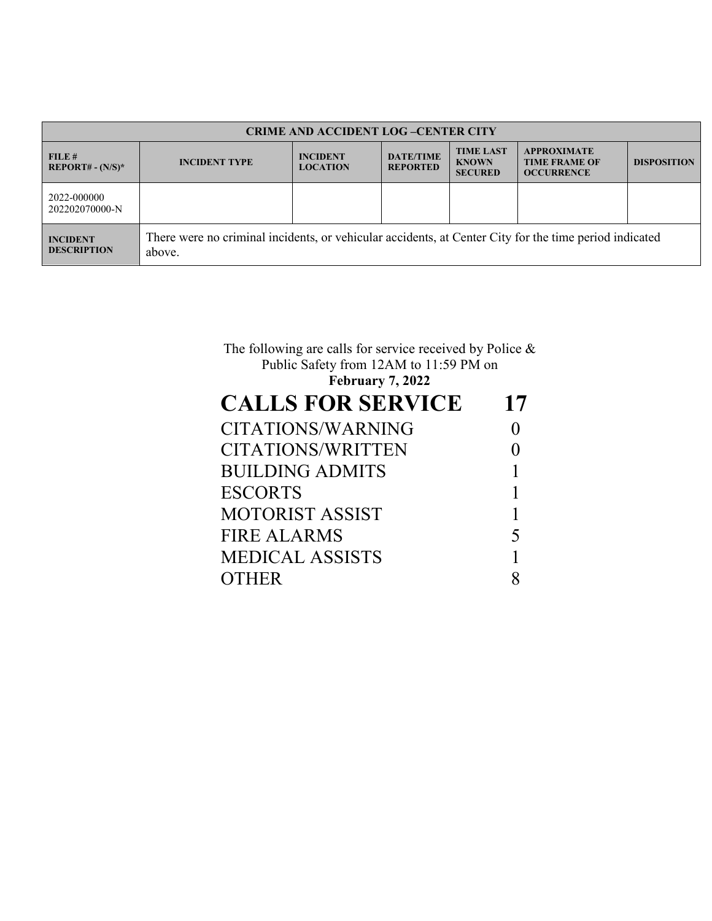| CRIME AND ACCIDENT LOG –CENTER CITY | | | | | | |
|---|---|---|---|---|---|---|
| **FILE # REPORT# - (N/S)*** | **INCIDENT TYPE** | **INCIDENT LOCATION** | **DATE/TIME REPORTED** | **TIME LAST KNOWN SECURED** | **APPROXIMATE TIME FRAME OF OCCURRENCE** | **DISPOSITION** |
| 2022-000000 202202070000-N | | | | | | |
| **INCIDENT DESCRIPTION** | There were no criminal incidents, or vehicular accidents, at Center City for the time period indicated above. | | | | | |

The following are calls for service received by Police & Public Safety from 12AM to 11:59 PM on
**February 7, 2022**

| | |
|---|---|
| **CALLS FOR SERVICE** | **17** |
| CITATIONS/WARNING | 0 |
| CITATIONS/WRITTEN | 0 |
| BUILDING ADMITS | 1 |
| ESCORTS | 1 |
| MOTORIST ASSIST | 1 |
| FIRE ALARMS | 5 |
| MEDICAL ASSISTS | 1 |
| OTHER | 8 |